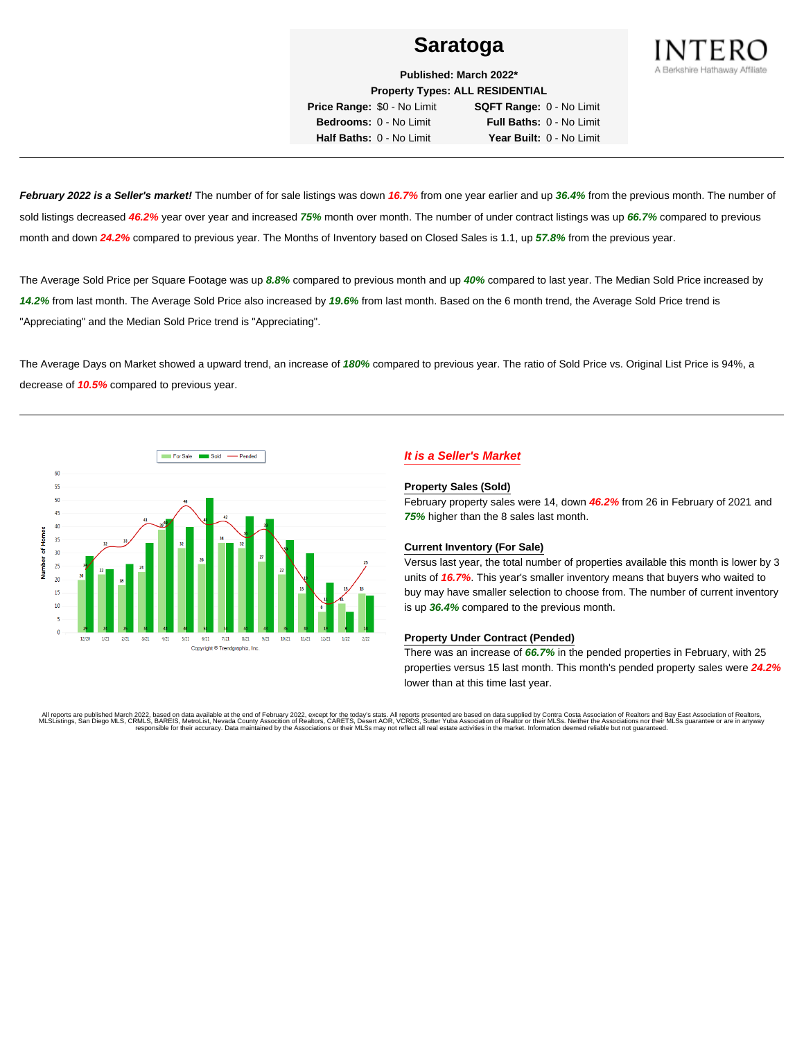# Saratoga

**Published: March 2022***
**Property Types: ALL RESIDENTIAL**

| | | | |
|---|---|---|---|
| **Price Range:** | $0 - No Limit | **SQFT Range:** | 0 - No Limit |
| **Bedrooms:** | 0 - No Limit | **Full Baths:** | 0 - No Limit |
| **Half Baths:** | 0 - No Limit | **Year Built:** | 0 - No Limit |

INTERO
A Berkshire Hathaway Affiliate

---

***February 2022 is a Seller's market!*** The number of for sale listings was down ***16.7%*** from one year earlier and up ***36.4%*** from the previous month. The number of sold listings decreased ***46.2%*** year over year and increased ***75%*** month over month. The number of under contract listings was up ***66.7%*** compared to previous month and down ***24.2%*** compared to previous year. The Months of Inventory based on Closed Sales is 1.1, up ***57.8%*** from the previous year.

The Average Sold Price per Square Footage was up ***8.8%*** compared to previous month and up ***40%*** compared to last year. The Median Sold Price increased by ***14.2%*** from last month. The Average Sold Price also increased by ***19.6%*** from last month. Based on the 6 month trend, the Average Sold Price trend is "Appreciating" and the Median Sold Price trend is "Appreciating".

The Average Days on Market showed a upward trend, an increase of ***180%*** compared to previous year. The ratio of Sold Price vs. Original List Price is 94%, a decrease of ***10.5%*** compared to previous year.

---

| Month | For Sale | Sold | Pended |
|---|---|---|---|
| 12/20 | 20 | 29 | 24 |
| 1/21 | 22 | 24 | 32 |
| 2/21 | 18 | 26 | 33 |
| 3/21 | 23 | 34 | 41 |
| 4/21 | 39 | 43 | 40 |
| 5/21 | 32 | 40 | 48 |
| 6/21 | 26 | 51 | 41 |
| 7/21 | 34 | 34 | 42 |
| 8/21 | 32 | 44 | 36 |
| 9/21 | 27 | 43 | 39 |
| 10/21 | 22 | 35 | 30 |
| 11/21 | 15 | 30 | 19 |
| 12/21 | 8 | 19 | 11 |
| 1/22 | 11 | 8 | 15 |
| 2/22 | 15 | 14 | 25 |

Copyright © Trendgraphix, Inc.

## *It is a Seller's Market*

### Property Sales (Sold)

February property sales were 14, down ***46.2%*** from 26 in February of 2021 and ***75%*** higher than the 8 sales last month.

### Current Inventory (For Sale)

Versus last year, the total number of properties available this month is lower by 3 units of ***16.7%***. This year's smaller inventory means that buyers who waited to buy may have smaller selection to choose from. The number of current inventory is up ***36.4%*** compared to the previous month.

### Property Under Contract (Pended)

There was an increase of ***66.7%*** in the pended properties in February, with 25 properties versus 15 last month. This month's pended property sales were ***24.2%*** lower than at this time last year.

All reports are published March 2022, based on data available at the end of February 2022, except for the today's stats. All reports presented are based on data supplied by Contra Costa Association of Realtors and Bay East Association of Realtors, MLSListings, San Diego MLS, CRMLS, BAREIS, MetroList, Nevada County Association of Realtors, CARETS, Desert AOR, VCRDS, Sutter Yuba Association of Realtor or their MLSs. Neither the Associations nor their MLSs guarantee or are in anyway responsible for their accuracy. Data maintained by the Associations or their MLSs may not reflect all real estate activities in the market. Information deemed reliable but not guaranteed.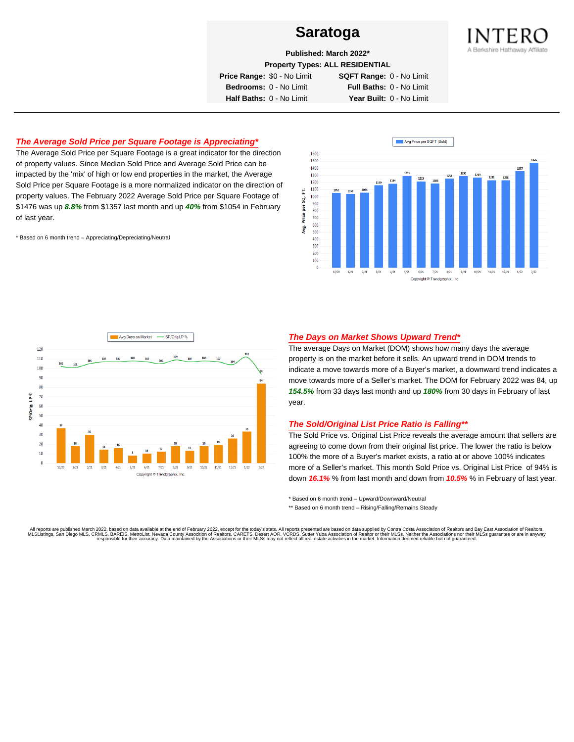# Saratoga

**Published: March 2022***

**Property Types: ALL RESIDENTIAL**

| | | | |
|---|---|---|---|
| **Price Range:** | $0 - No Limit | **SQFT Range:** | 0 - No Limit |
| **Bedrooms:** | 0 - No Limit | **Full Baths:** | 0 - No Limit |
| **Half Baths:** | 0 - No Limit | **Year Built:** | 0 - No Limit |

## *The Average Sold Price per Square Footage is Appreciating**

The Average Sold Price per Square Footage is a great indicator for the direction of property values. Since Median Sold Price and Average Sold Price can be impacted by the 'mix' of high or low end properties in the market, the Average Sold Price per Square Footage is a more normalized indicator on the direction of property values. The February 2022 Average Sold Price per Square Footage of $1476 was up ***8.8%*** from $1357 last month and up ***40%*** from $1054 in February of last year.

\* Based on 6 month trend – Appreciating/Depreciating/Neutral

Avg Price per SQFT (Sold)

| Month | 12/20 | 1/21 | 2/21 | 3/21 | 4/21 | 5/21 | 6/21 | 7/21 | 8/21 | 9/21 | 10/21 | 11/21 | 12/21 | 1/22 | 2/22 |
|---|---|---|---|---|---|---|---|---|---|---|---|---|---|---|---|
| Avg. Price per SQ. FT. | 1052 | 1039 | 1054 | 1159 | 1184 | 1291 | 1215 | 1186 | 1254 | 1290 | 1269 | 1231 | 1228 | 1357 | 1476 |

Copyright ® Trendgraphix, Inc.

Avg Days on Market / SP/Orig LP %

| Month | 12/20 | 1/21 | 2/21 | 3/21 | 4/21 | 5/21 | 6/21 | 7/21 | 8/21 | 9/21 | 10/21 | 11/21 | 12/21 | 1/22 | 2/22 |
|---|---|---|---|---|---|---|---|---|---|---|---|---|---|---|---|
| Avg Days on Market | 37 | 18 | 30 | 14 | 16 | 8 | 10 | 12 | 18 | 13 | 18 | 19 | 26 | 33 | 84 |
| SP/Orig LP % | 102 | 101 | 105 | 107 | 107 | 108 | 107 | 105 | 109 | 107 | 108 | 107 | 104 | 112 | 94 |

Copyright ® Trendgraphix, Inc.

## *The Days on Market Shows Upward Trend**

The average Days on Market (DOM) shows how many days the average property is on the market before it sells. An upward trend in DOM trends to indicate a move towards more of a Buyer's market, a downward trend indicates a move towards more of a Seller's market. The DOM for February 2022 was 84, up ***154.5%*** from 33 days last month and up ***180%*** from 30 days in February of last year.

## *The Sold/Original List Price Ratio is Falling***

The Sold Price vs. Original List Price reveals the average amount that sellers are agreeing to come down from their original list price. The lower the ratio is below 100% the more of a Buyer's market exists, a ratio at or above 100% indicates more of a Seller's market. This month Sold Price vs. Original List Price of 94% is down ***16.1%*** % from last month and down from ***10.5%*** % in February of last year.

\* Based on 6 month trend – Upward/Downward/Neutral

\*\* Based on 6 month trend – Rising/Falling/Remains Steady

All reports are published March 2022, based on data available at the end of February 2022, except for the today's stats. All reports presented are based on data supplied by Contra Costa Association of Realtors and Bay East Association of Realtors, MLSListings, San Diego MLS, CRMLS, BAREIS, MetroList, Nevada County Association of Realtors, CARETS, Desert AOR, VCRDS, Sutter Yuba Association of Realtor or their MLSs. Neither the Associations nor their MLSs guarantee or are in anyway responsible for their accuracy. Data maintained by the Associations or their MLSs may not reflect all real estate activities in the market. Information deemed reliable but not guaranteed.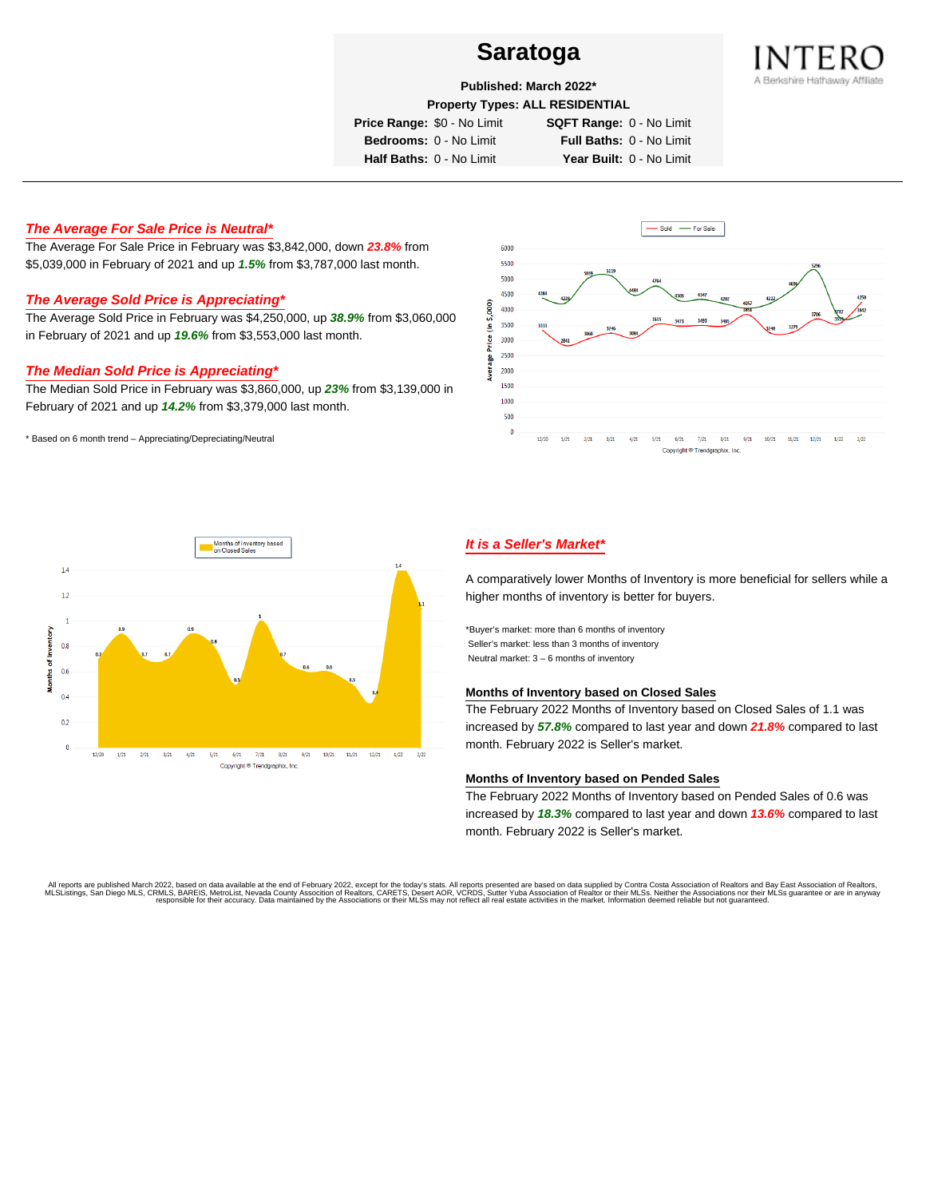# Saratoga

**Published: March 2022***

**Property Types: ALL RESIDENTIAL**

| | | | |
|---|---|---|---|
| **Price Range:** | $0 - No Limit | **SQFT Range:** | 0 - No Limit |
| **Bedrooms:** | 0 - No Limit | **Full Baths:** | 0 - No Limit |
| **Half Baths:** | 0 - No Limit | **Year Built:** | 0 - No Limit |

INTERO
A Berkshire Hathaway Affiliate

---

## *The Average For Sale Price is Neutral**

The Average For Sale Price in February was $3,842,000, down ***23.8%*** from $5,039,000 in February of 2021 and up ***1.5%*** from $3,787,000 last month.

## *The Average Sold Price is Appreciating**

The Average Sold Price in February was $4,250,000, up ***38.9%*** from $3,060,000 in February of 2021 and up ***19.6%*** from $3,553,000 last month.

## *The Median Sold Price is Appreciating**

The Median Sold Price in February was $3,860,000, up ***23%*** from $3,139,000 in February of 2021 and up ***14.2%*** from $3,379,000 last month.

* Based on 6 month trend – Appreciating/Depreciating/Neutral

## *It is a Seller's Market**

A comparatively lower Months of Inventory is more beneficial for sellers while a higher months of inventory is better for buyers.

*Buyer's market: more than 6 months of inventory
Seller's market: less than 3 months of inventory
Neutral market: 3 – 6 months of inventory

### Months of Inventory based on Closed Sales

The February 2022 Months of Inventory based on Closed Sales of 1.1 was increased by ***57.8%*** compared to last year and down ***21.8%*** compared to last month. February 2022 is Seller's market.

### Months of Inventory based on Pended Sales

The February 2022 Months of Inventory based on Pended Sales of 0.6 was increased by ***18.3%*** compared to last year and down ***13.6%*** compared to last month. February 2022 is Seller's market.

All reports are published March 2022, based on data available at the end of February 2022, except for the today's stats. All reports presented are based on data supplied by Contra Costa Association of Realtors and Bay East Association of Realtors, MLSListings, San Diego MLS, CRMLS, BAREIS, MetroList, Nevada County Association of Realtors, CARETS, Desert AOR, VCRDS, Sutter Yuba Association of Realtor or their MLSs. Neither the Associations nor their MLSs guarantee or are in anyway responsible for their accuracy. Data maintained by the Associations or their MLSs may not reflect all real estate activities in the market. Information deemed reliable but not guaranteed.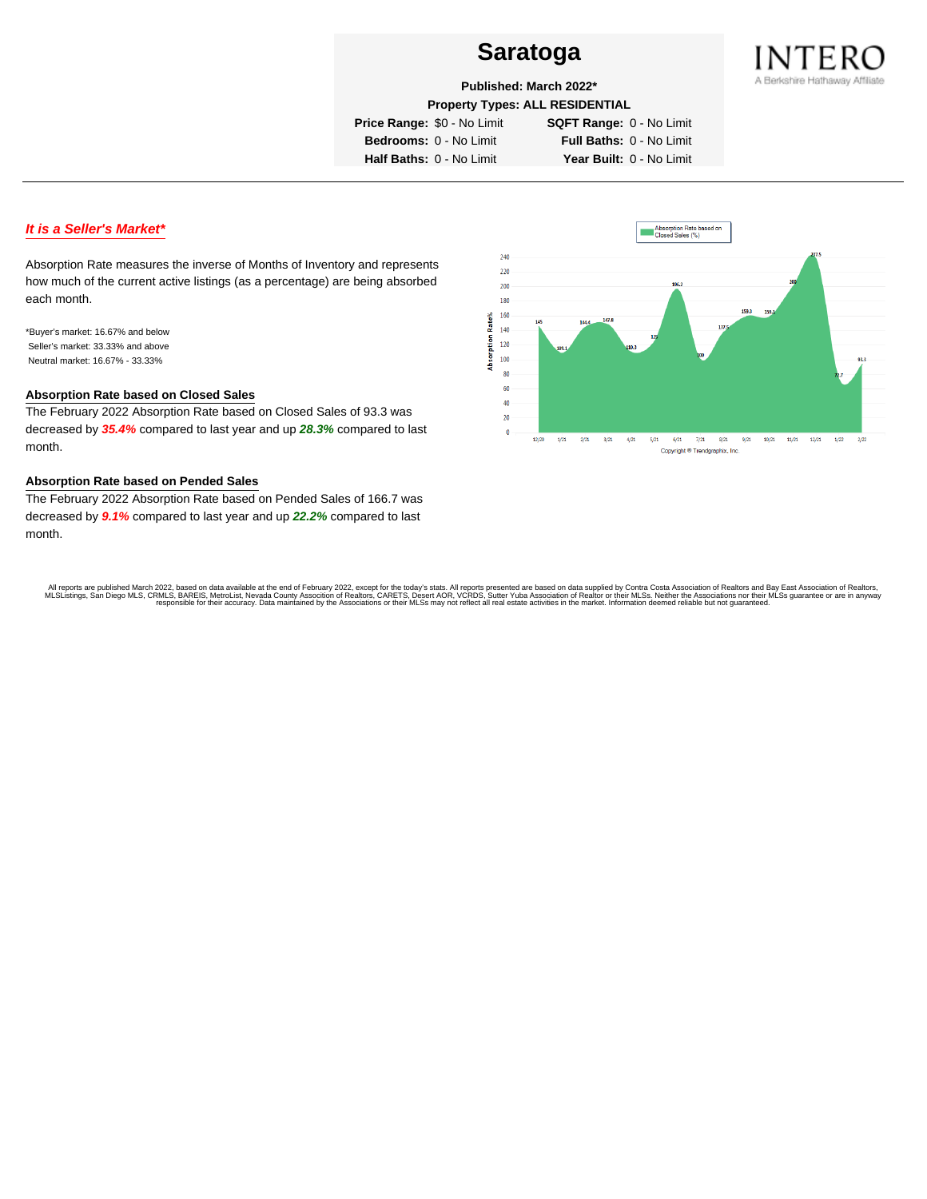# Saratoga

**Published: March 2022***

**Property Types: ALL RESIDENTIAL**

**Price Range:** $0 - No Limit **SQFT Range:** 0 - No Limit
**Bedrooms:** 0 - No Limit **Full Baths:** 0 - No Limit
**Half Baths:** 0 - No Limit **Year Built:** 0 - No Limit

INTERO
A Berkshire Hathaway Affiliate

---

## *It is a Seller's Market**

Absorption Rate measures the inverse of Months of Inventory and represents how much of the current active listings (as a percentage) are being absorbed each month.

*Buyer's market: 16.67% and below
Seller's market: 33.33% and above
Neutral market: 16.67% - 33.33%

### Absorption Rate based on Closed Sales

The February 2022 Absorption Rate based on Closed Sales of 93.3 was decreased by ***35.4%*** compared to last year and up ***28.3%*** compared to last month.

### Absorption Rate based on Pended Sales

The February 2022 Absorption Rate based on Pended Sales of 166.7 was decreased by ***9.1%*** compared to last year and up ***22.2%*** compared to last month.

Absorption Rate based on Closed Sales (%)
Absorption Rate%
0
20
40
60
80
100
120
140
160
180
200
220
240
145
109.1
144.4
147.8
110.3
125
196.2
100
137.5
159.3
159.1
200
237.5
72.7
93.3
12/20
1/21
2/21
3/21
4/21
5/21
6/21
7/21
8/21
9/21
10/21
11/21
12/21
1/22
2/22
Copyright ® Trendgraphix, Inc.

All reports are published March 2022, based on data available at the end of February 2022, except for the today's stats. All reports presented are based on data supplied by Contra Costa Association of Realtors and Bay East Association of Realtors, MLSListings, San Diego MLS, CRMLS, BAREIS, MetroList, Nevada County Association of Realtors, CARETS, Desert AOR, VCRDS, Sutter Yuba Association of Realtor or their MLSs. Neither the Associations nor their MLSs guarantee or are in anyway responsible for their accuracy. Data maintained by the Associations or their MLSs may not reflect all real estate activities in the market. Information deemed reliable but not guaranteed.